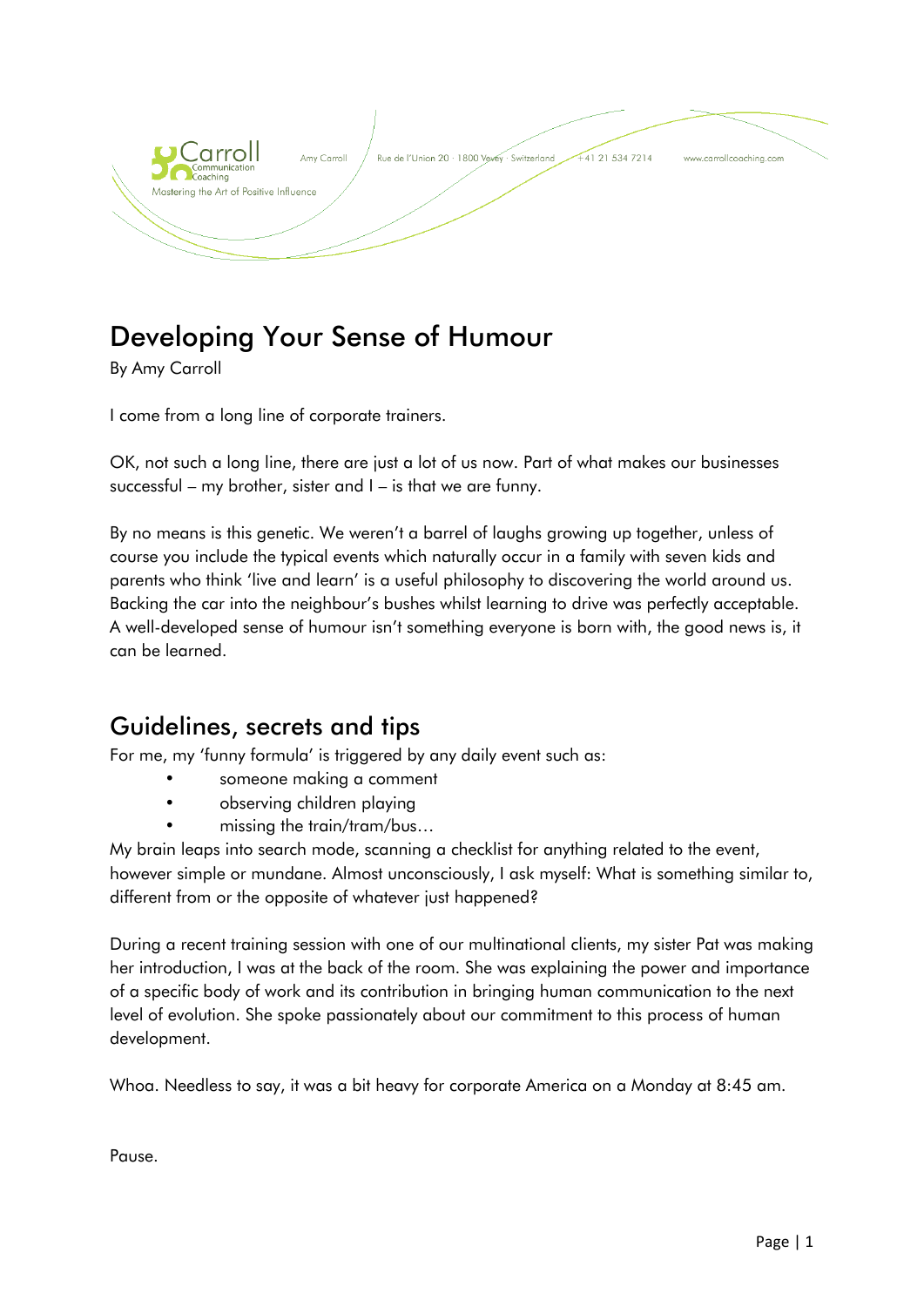Carroll Communication Coaching
Mastering the Art of Positive Influence

Amy Carroll · Rue de l'Union 20 · 1800 Vevey · Switzerland · +41 21 534 7214 · www.carrollcoaching.com

# Developing Your Sense of Humour

By Amy Carroll

I come from a long line of corporate trainers.

OK, not such a long line, there are just a lot of us now. Part of what makes our businesses successful – my brother, sister and I – is that we are funny.

By no means is this genetic. We weren't a barrel of laughs growing up together, unless of course you include the typical events which naturally occur in a family with seven kids and parents who think 'live and learn' is a useful philosophy to discovering the world around us. Backing the car into the neighbour's bushes whilst learning to drive was perfectly acceptable. A well-developed sense of humour isn't something everyone is born with, the good news is, it can be learned.

## Guidelines, secrets and tips

For me, my 'funny formula' is triggered by any daily event such as:

- someone making a comment
- observing children playing
- missing the train/tram/bus…

My brain leaps into search mode, scanning a checklist for anything related to the event, however simple or mundane. Almost unconsciously, I ask myself: What is something similar to, different from or the opposite of whatever just happened?

During a recent training session with one of our multinational clients, my sister Pat was making her introduction, I was at the back of the room. She was explaining the power and importance of a specific body of work and its contribution in bringing human communication to the next level of evolution. She spoke passionately about our commitment to this process of human development.

Whoa. Needless to say, it was a bit heavy for corporate America on a Monday at 8:45 am.

Pause.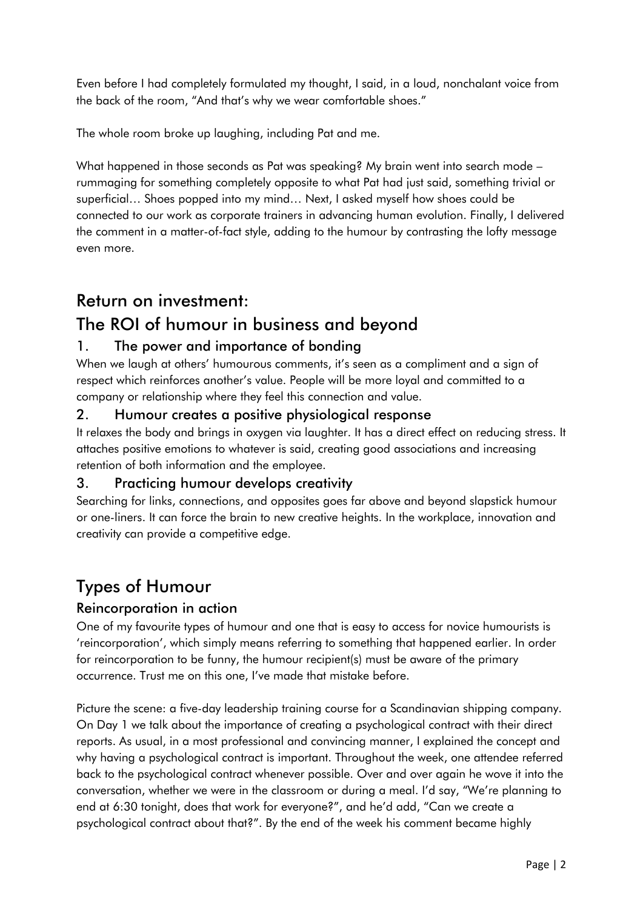Even before I had completely formulated my thought, I said, in a loud, nonchalant voice from the back of the room, "And that's why we wear comfortable shoes."

The whole room broke up laughing, including Pat and me.

What happened in those seconds as Pat was speaking? My brain went into search mode – rummaging for something completely opposite to what Pat had just said, something trivial or superficial… Shoes popped into my mind… Next, I asked myself how shoes could be connected to our work as corporate trainers in advancing human evolution. Finally, I delivered the comment in a matter-of-fact style, adding to the humour by contrasting the lofty message even more.

## Return on investment: The ROI of humour in business and beyond

### 1. The power and importance of bonding

When we laugh at others' humourous comments, it's seen as a compliment and a sign of respect which reinforces another's value. People will be more loyal and committed to a company or relationship where they feel this connection and value.

### 2. Humour creates a positive physiological response

It relaxes the body and brings in oxygen via laughter. It has a direct effect on reducing stress. It attaches positive emotions to whatever is said, creating good associations and increasing retention of both information and the employee.

### 3. Practicing humour develops creativity

Searching for links, connections, and opposites goes far above and beyond slapstick humour or one-liners. It can force the brain to new creative heights. In the workplace, innovation and creativity can provide a competitive edge.

## Types of Humour

### Reincorporation in action

One of my favourite types of humour and one that is easy to access for novice humourists is 'reincorporation', which simply means referring to something that happened earlier. In order for reincorporation to be funny, the humour recipient(s) must be aware of the primary occurrence. Trust me on this one, I've made that mistake before.

Picture the scene: a five-day leadership training course for a Scandinavian shipping company. On Day 1 we talk about the importance of creating a psychological contract with their direct reports. As usual, in a most professional and convincing manner, I explained the concept and why having a psychological contract is important. Throughout the week, one attendee referred back to the psychological contract whenever possible. Over and over again he wove it into the conversation, whether we were in the classroom or during a meal. I'd say, "We're planning to end at 6:30 tonight, does that work for everyone?", and he'd add, "Can we create a psychological contract about that?". By the end of the week his comment became highly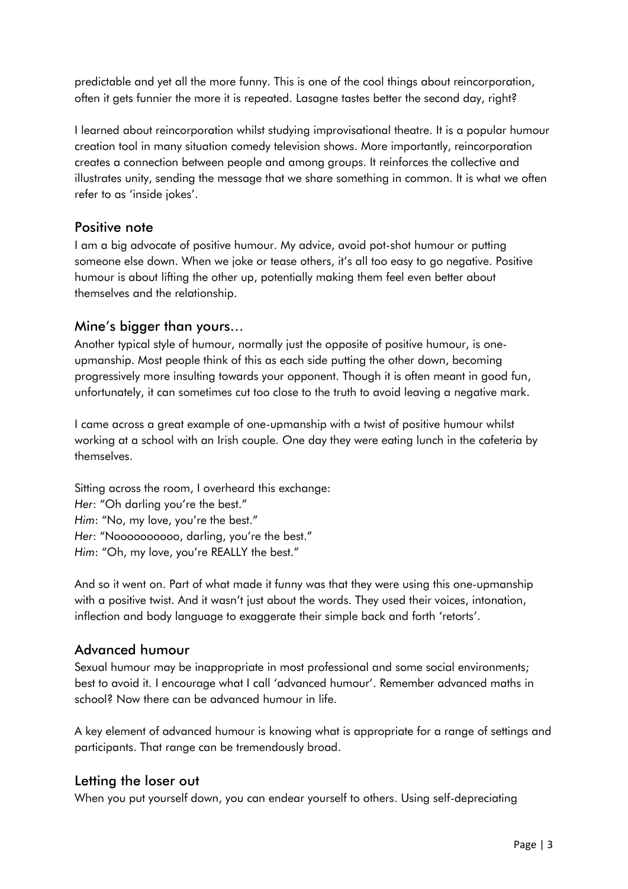predictable and yet all the more funny. This is one of the cool things about reincorporation, often it gets funnier the more it is repeated. Lasagne tastes better the second day, right?

I learned about reincorporation whilst studying improvisational theatre. It is a popular humour creation tool in many situation comedy television shows. More importantly, reincorporation creates a connection between people and among groups. It reinforces the collective and illustrates unity, sending the message that we share something in common. It is what we often refer to as 'inside jokes'.

## Positive note

I am a big advocate of positive humour. My advice, avoid pot-shot humour or putting someone else down. When we joke or tease others, it's all too easy to go negative. Positive humour is about lifting the other up, potentially making them feel even better about themselves and the relationship.

## Mine's bigger than yours…

Another typical style of humour, normally just the opposite of positive humour, is one-upmanship. Most people think of this as each side putting the other down, becoming progressively more insulting towards your opponent. Though it is often meant in good fun, unfortunately, it can sometimes cut too close to the truth to avoid leaving a negative mark.

I came across a great example of one-upmanship with a twist of positive humour whilst working at a school with an Irish couple. One day they were eating lunch in the cafeteria by themselves.

Sitting across the room, I overheard this exchange:
*Her*: "Oh darling you're the best."
*Him*: "No, my love, you're the best."
*Her*: "Noooooooooo, darling, you're the best."
*Him*: "Oh, my love, you're REALLY the best."

And so it went on. Part of what made it funny was that they were using this one-upmanship with a positive twist. And it wasn't just about the words. They used their voices, intonation, inflection and body language to exaggerate their simple back and forth 'retorts'.

## Advanced humour

Sexual humour may be inappropriate in most professional and some social environments; best to avoid it. I encourage what I call 'advanced humour'. Remember advanced maths in school? Now there can be advanced humour in life.

A key element of advanced humour is knowing what is appropriate for a range of settings and participants. That range can be tremendously broad.

## Letting the loser out

When you put yourself down, you can endear yourself to others. Using self-depreciating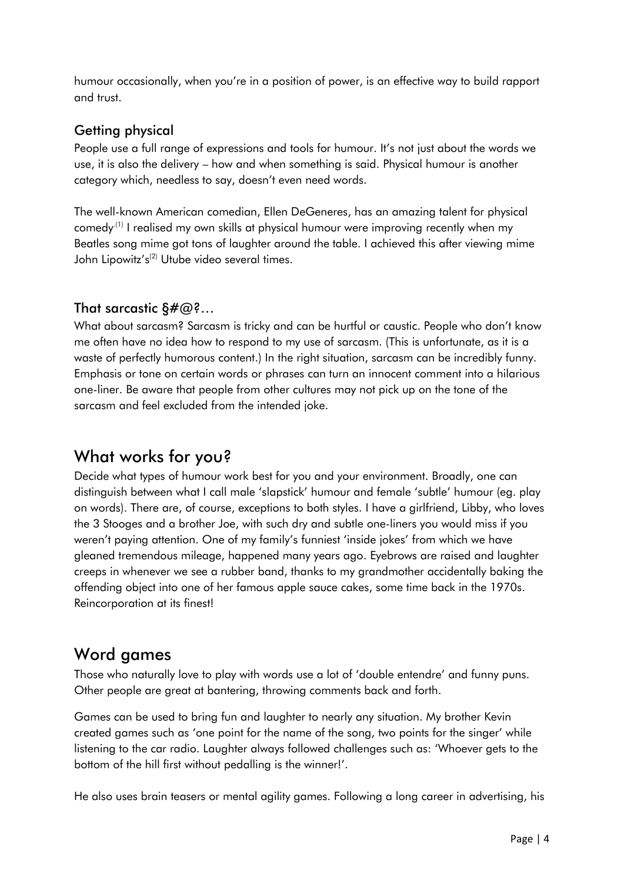humour occasionally, when you're in a position of power, is an effective way to build rapport and trust.

### Getting physical

People use a full range of expressions and tools for humour. It's not just about the words we use, it is also the delivery – how and when something is said. Physical humour is another category which, needless to say, doesn't even need words.

The well-known American comedian, Ellen DeGeneres, has an amazing talent for physical comedy.[1] I realised my own skills at physical humour were improving recently when my Beatles song mime got tons of laughter around the table. I achieved this after viewing mime John Lipowitz's[2] Utube video several times.

### That sarcastic §#@?…

What about sarcasm? Sarcasm is tricky and can be hurtful or caustic. People who don't know me often have no idea how to respond to my use of sarcasm. (This is unfortunate, as it is a waste of perfectly humorous content.) In the right situation, sarcasm can be incredibly funny. Emphasis or tone on certain words or phrases can turn an innocent comment into a hilarious one-liner. Be aware that people from other cultures may not pick up on the tone of the sarcasm and feel excluded from the intended joke.

## What works for you?

Decide what types of humour work best for you and your environment. Broadly, one can distinguish between what I call male 'slapstick' humour and female 'subtle' humour (eg. play on words). There are, of course, exceptions to both styles. I have a girlfriend, Libby, who loves the 3 Stooges and a brother Joe, with such dry and subtle one-liners you would miss if you weren't paying attention. One of my family's funniest 'inside jokes' from which we have gleaned tremendous mileage, happened many years ago. Eyebrows are raised and laughter creeps in whenever we see a rubber band, thanks to my grandmother accidentally baking the offending object into one of her famous apple sauce cakes, some time back in the 1970s. Reincorporation at its finest!

## Word games

Those who naturally love to play with words use a lot of 'double entendre' and funny puns. Other people are great at bantering, throwing comments back and forth.

Games can be used to bring fun and laughter to nearly any situation. My brother Kevin created games such as 'one point for the name of the song, two points for the singer' while listening to the car radio. Laughter always followed challenges such as: 'Whoever gets to the bottom of the hill first without pedalling is the winner!'.

He also uses brain teasers or mental agility games. Following a long career in advertising, his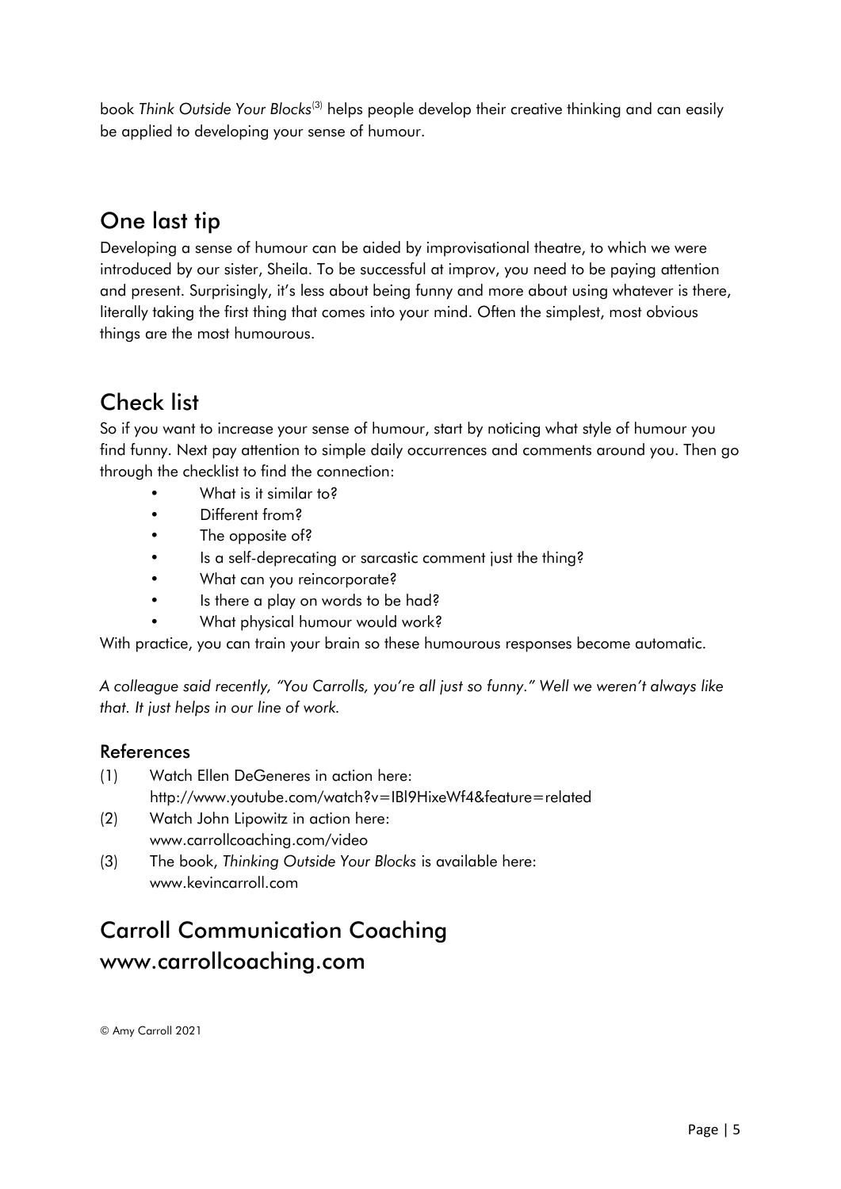book *Think Outside Your Blocks*[3] helps people develop their creative thinking and can easily be applied to developing your sense of humour.

## One last tip

Developing a sense of humour can be aided by improvisational theatre, to which we were introduced by our sister, Sheila. To be successful at improv, you need to be paying attention and present. Surprisingly, it's less about being funny and more about using whatever is there, literally taking the first thing that comes into your mind. Often the simplest, most obvious things are the most humourous.

## Check list

So if you want to increase your sense of humour, start by noticing what style of humour you find funny. Next pay attention to simple daily occurrences and comments around you. Then go through the checklist to find the connection:

- What is it similar to?
- Different from?
- The opposite of?
- Is a self-deprecating or sarcastic comment just the thing?
- What can you reincorporate?
- Is there a play on words to be had?
- What physical humour would work?

With practice, you can train your brain so these humourous responses become automatic.

*A colleague said recently, "You Carrolls, you're all just so funny." Well we weren't always like that. It just helps in our line of work.*

### References

(1) Watch Ellen DeGeneres in action here:
http://www.youtube.com/watch?v=IBl9HixeWf4&feature=related

(2) Watch John Lipowitz in action here:
www.carrollcoaching.com/video

(3) The book, *Thinking Outside Your Blocks* is available here:
www.kevincarroll.com

## Carroll Communication Coaching
## www.carrollcoaching.com

© Amy Carroll 2021